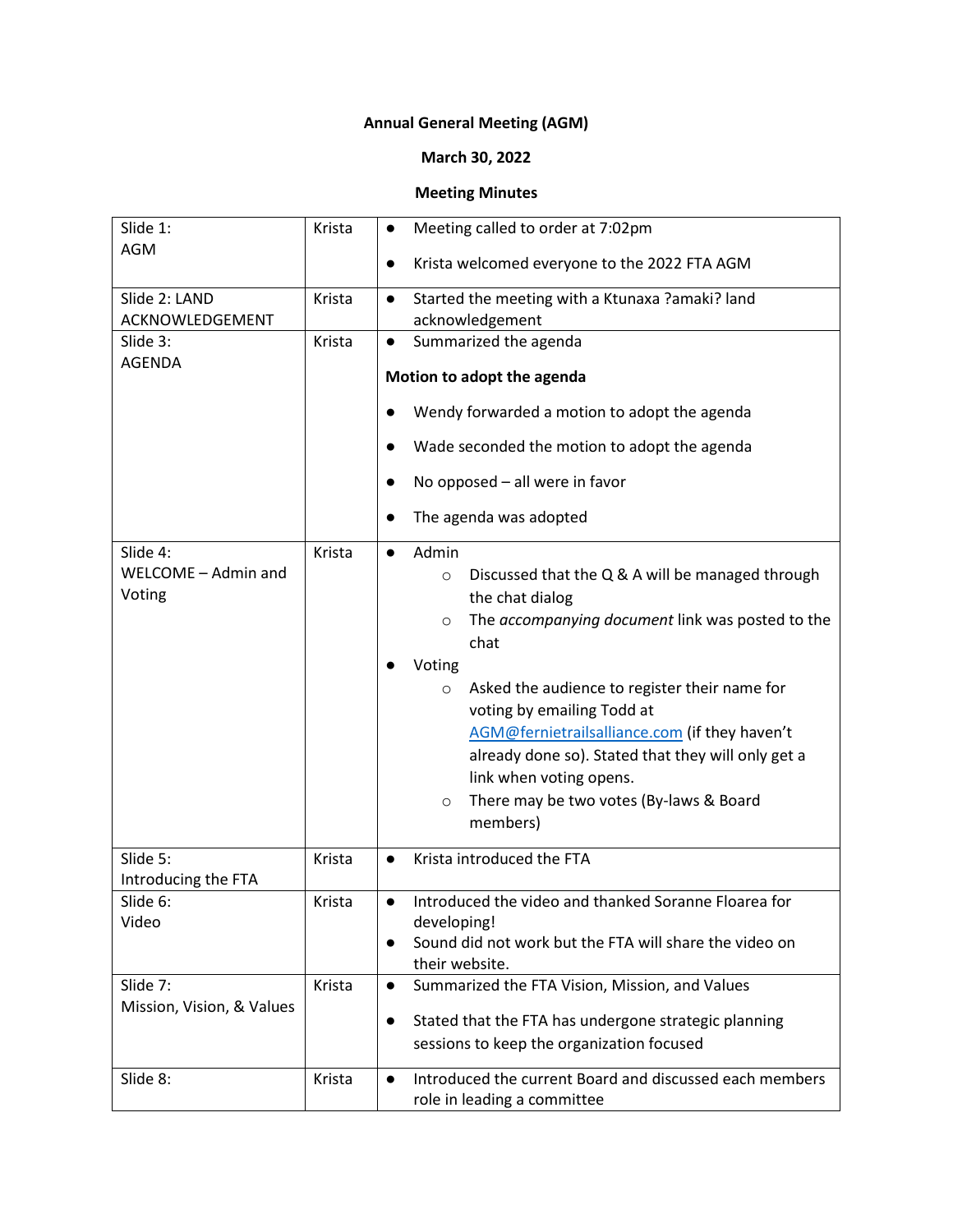**Annual General Meeting (AGM)**

**March 30, 2022**

**Meeting Minutes**

| | | |
|---|---|---|
| Slide 1: AGM | Krista | ● Meeting called to order at 7:02pm<br>● Krista welcomed everyone to the 2022 FTA AGM |
| Slide 2: LAND ACKNOWLEDGEMENT | Krista | ● Started the meeting with a Ktunaxa ?amaki? land acknowledgement |
| Slide 3: AGENDA | Krista | ● Summarized the agenda<br>**Motion to adopt the agenda**<br>● Wendy forwarded a motion to adopt the agenda<br>● Wade seconded the motion to adopt the agenda<br>● No opposed – all were in favor<br>● The agenda was adopted |
| Slide 4: WELCOME – Admin and Voting | Krista | ● Admin<br>○ Discussed that the Q & A will be managed through the chat dialog<br>○ The *accompanying document* link was posted to the chat<br>● Voting<br>○ Asked the audience to register their name for voting by emailing Todd at AGM@fernietrailsalliance.com (if they haven't already done so). Stated that they will only get a link when voting opens.<br>○ There may be two votes (By-laws & Board members) |
| Slide 5: Introducing the FTA | Krista | ● Krista introduced the FTA |
| Slide 6: Video | Krista | ● Introduced the video and thanked Soranne Floarea for developing!<br>● Sound did not work but the FTA will share the video on their website. |
| Slide 7: Mission, Vision, & Values | Krista | ● Summarized the FTA Vision, Mission, and Values<br>● Stated that the FTA has undergone strategic planning sessions to keep the organization focused |
| Slide 8: | Krista | ● Introduced the current Board and discussed each members role in leading a committee |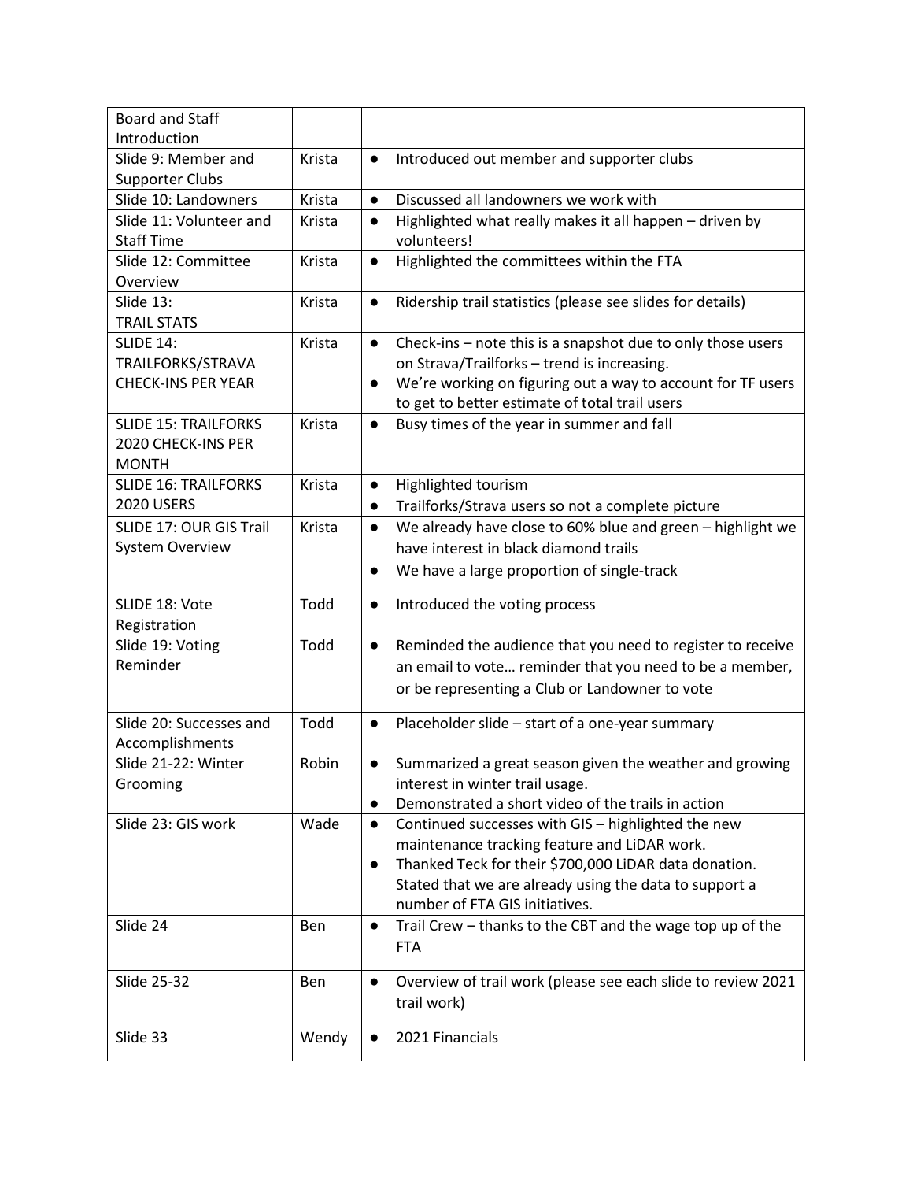| Board and Staff Introduction | | |
|---|---|---|
| Slide 9: Member and Supporter Clubs | Krista | ● Introduced out member and supporter clubs |
| Slide 10: Landowners | Krista | ● Discussed all landowners we work with |
| Slide 11: Volunteer and Staff Time | Krista | ● Highlighted what really makes it all happen – driven by volunteers! |
| Slide 12: Committee Overview | Krista | ● Highlighted the committees within the FTA |
| Slide 13: TRAIL STATS | Krista | ● Ridership trail statistics (please see slides for details) |
| SLIDE 14: TRAILFORKS/STRAVA CHECK-INS PER YEAR | Krista | ● Check-ins – note this is a snapshot due to only those users on Strava/Trailforks – trend is increasing. ● We're working on figuring out a way to account for TF users to get to better estimate of total trail users |
| SLIDE 15: TRAILFORKS 2020 CHECK-INS PER MONTH | Krista | ● Busy times of the year in summer and fall |
| SLIDE 16: TRAILFORKS 2020 USERS | Krista | ● Highlighted tourism ● Trailforks/Strava users so not a complete picture |
| SLIDE 17: OUR GIS Trail System Overview | Krista | ● We already have close to 60% blue and green – highlight we have interest in black diamond trails ● We have a large proportion of single-track |
| SLIDE 18: Vote Registration | Todd | ● Introduced the voting process |
| Slide 19: Voting Reminder | Todd | ● Reminded the audience that you need to register to receive an email to vote… reminder that you need to be a member, or be representing a Club or Landowner to vote |
| Slide 20: Successes and Accomplishments | Todd | ● Placeholder slide – start of a one-year summary |
| Slide 21-22: Winter Grooming | Robin | ● Summarized a great season given the weather and growing interest in winter trail usage. ● Demonstrated a short video of the trails in action |
| Slide 23: GIS work | Wade | ● Continued successes with GIS – highlighted the new maintenance tracking feature and LiDAR work. ● Thanked Teck for their $700,000 LiDAR data donation. Stated that we are already using the data to support a number of FTA GIS initiatives. |
| Slide 24 | Ben | ● Trail Crew – thanks to the CBT and the wage top up of the FTA |
| Slide 25-32 | Ben | ● Overview of trail work (please see each slide to review 2021 trail work) |
| Slide 33 | Wendy | ● 2021 Financials |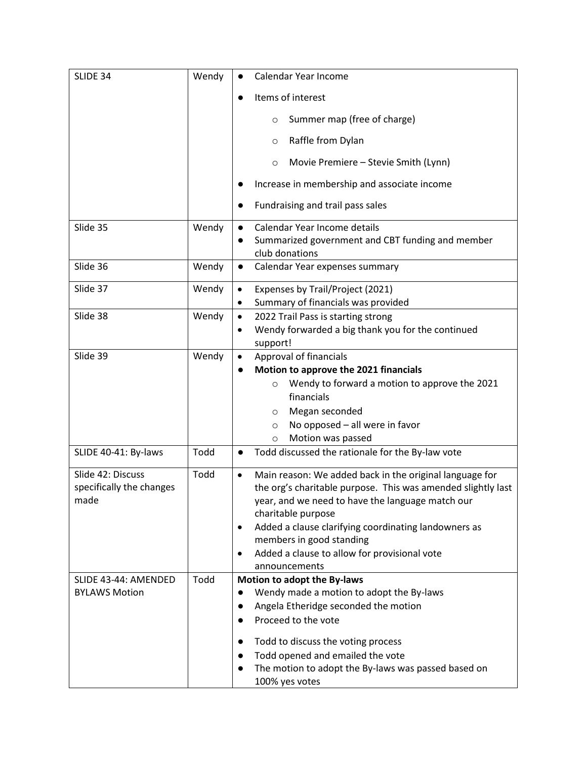| | | |
|---|---|---|
| SLIDE 34 | Wendy | • Calendar Year Income<br>• Items of interest<br>  ○ Summer map (free of charge)<br>  ○ Raffle from Dylan<br>  ○ Movie Premiere – Stevie Smith (Lynn)<br>• Increase in membership and associate income<br>• Fundraising and trail pass sales |
| Slide 35 | Wendy | • Calendar Year Income details<br>• Summarized government and CBT funding and member club donations |
| Slide 36 | Wendy | • Calendar Year expenses summary |
| Slide 37 | Wendy | • Expenses by Trail/Project (2021)<br>• Summary of financials was provided |
| Slide 38 | Wendy | • 2022 Trail Pass is starting strong<br>• Wendy forwarded a big thank you for the continued support! |
| Slide 39 | Wendy | • Approval of financials<br>• **Motion to approve the 2021 financials**<br>  ○ Wendy to forward a motion to approve the 2021 financials<br>  ○ Megan seconded<br>  ○ No opposed – all were in favor<br>  ○ Motion was passed |
| SLIDE 40-41: By-laws | Todd | • Todd discussed the rationale for the By-law vote |
| Slide 42: Discuss specifically the changes made | Todd | • Main reason: We added back in the original language for the org's charitable purpose. This was amended slightly last year, and we need to have the language match our charitable purpose<br>• Added a clause clarifying coordinating landowners as members in good standing<br>• Added a clause to allow for provisional vote announcements |
| SLIDE 43-44: AMENDED BYLAWS Motion | Todd | **Motion to adopt the By-laws**<br>• Wendy made a motion to adopt the By-laws<br>• Angela Etheridge seconded the motion<br>• Proceed to the vote<br>• Todd to discuss the voting process<br>• Todd opened and emailed the vote<br>• The motion to adopt the By-laws was passed based on 100% yes votes |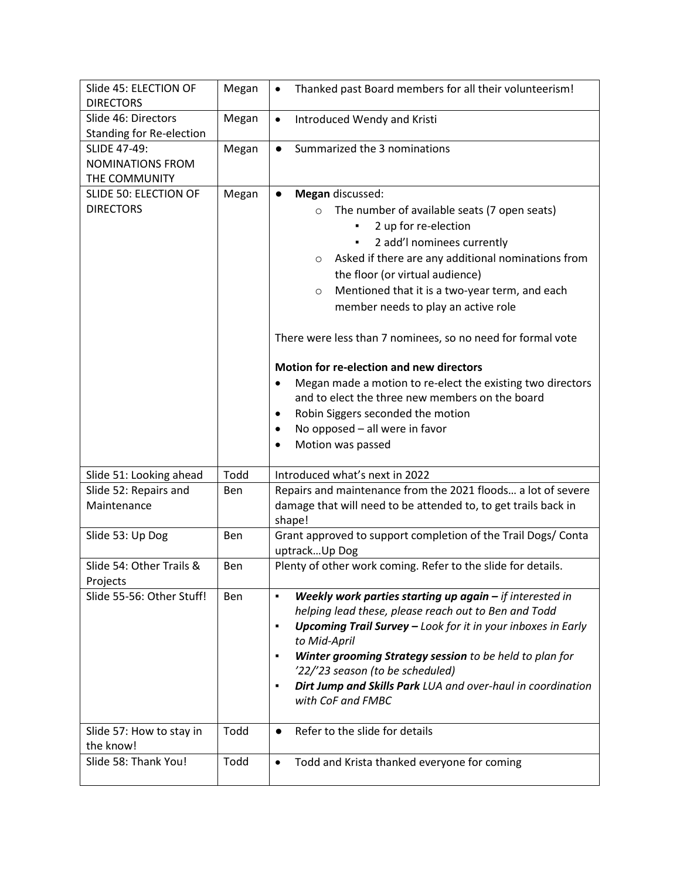| Slide 45: ELECTION OF DIRECTORS | Megan | • Thanked past Board members for all their volunteerism! |
|---|---|---|
| Slide 46: Directors Standing for Re-election | Megan | • Introduced Wendy and Kristi |
| SLIDE 47-49: NOMINATIONS FROM THE COMMUNITY | Megan | • Summarized the 3 nominations |
| SLIDE 50: ELECTION OF DIRECTORS | Megan | • **Megan** discussed:<br>  ○ The number of available seats (7 open seats)<br>    ▪ 2 up for re-election<br>    ▪ 2 add'l nominees currently<br>  ○ Asked if there are any additional nominations from the floor (or virtual audience)<br>  ○ Mentioned that it is a two-year term, and each member needs to play an active role<br><br>There were less than 7 nominees, so no need for formal vote<br><br>**Motion for re-election and new directors**<br>• Megan made a motion to re-elect the existing two directors and to elect the three new members on the board<br>• Robin Siggers seconded the motion<br>• No opposed – all were in favor<br>• Motion was passed |
| Slide 51: Looking ahead | Todd | Introduced what's next in 2022 |
| Slide 52: Repairs and Maintenance | Ben | Repairs and maintenance from the 2021 floods… a lot of severe damage that will need to be attended to, to get trails back in shape! |
| Slide 53: Up Dog | Ben | Grant approved to support completion of the Trail Dogs/ Conta uptrack…Up Dog |
| Slide 54: Other Trails & Projects | Ben | Plenty of other work coming. Refer to the slide for details. |
| Slide 55-56: Other Stuff! | Ben | ▪ ***Weekly work parties starting up again –*** *if interested in helping lead these, please reach out to Ben and Todd*<br>▪ ***Upcoming Trail Survey –*** *Look for it in your inboxes in Early to Mid-April*<br>▪ ***Winter grooming Strategy session*** *to be held to plan for '22/'23 season (to be scheduled)*<br>▪ ***Dirt Jump and Skills Park*** *LUA and over-haul in coordination with CoF and FMBC* |
| Slide 57: How to stay in the know! | Todd | • Refer to the slide for details |
| Slide 58: Thank You! | Todd | • Todd and Krista thanked everyone for coming |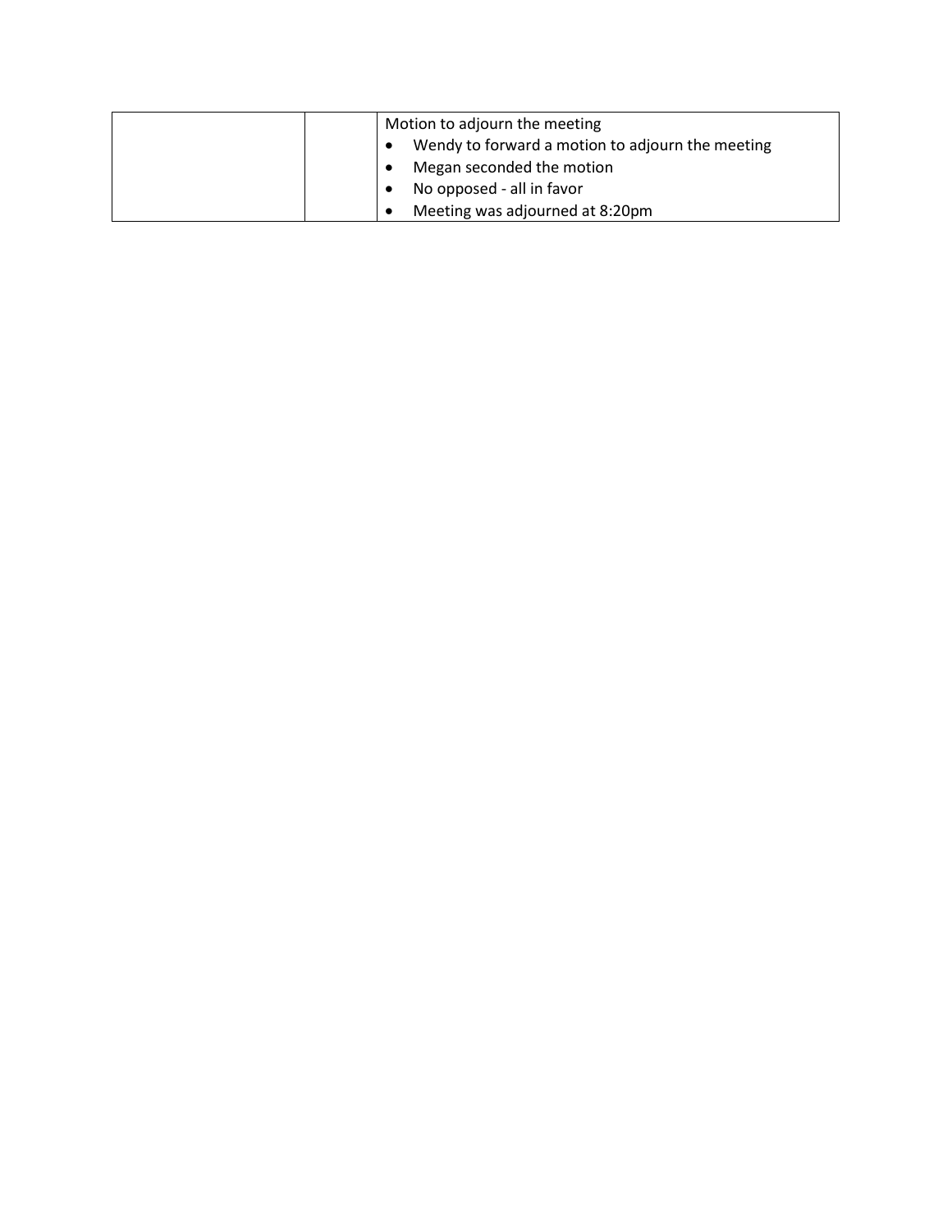| | | |
|---|---|---|
| | | Motion to adjourn the meeting<br>• Wendy to forward a motion to adjourn the meeting<br>• Megan seconded the motion<br>• No opposed - all in favor<br>• Meeting was adjourned at 8:20pm |